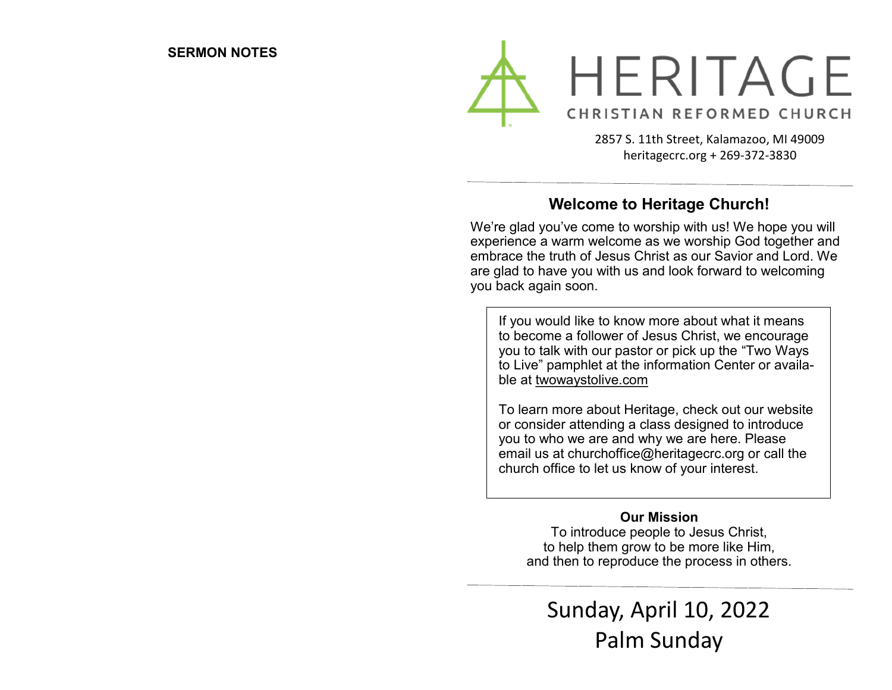**SERMON NOTES**

# HERITAGE

CHRISTIAN REFORMED CHURCH

2857 S. 11th Street, Kalamazoo, MI 49009
heritagecrc.org + 269-372-3830

## Welcome to Heritage Church!

We're glad you've come to worship with us! We hope you will experience a warm welcome as we worship God together and embrace the truth of Jesus Christ as our Savior and Lord. We are glad to have you with us and look forward to welcoming you back again soon.

If you would like to know more about what it means to become a follower of Jesus Christ, we encourage you to talk with our pastor or pick up the "Two Ways to Live" pamphlet at the information Center or available at twowaystolive.com

To learn more about Heritage, check out our website or consider attending a class designed to introduce you to who we are and why we are here. Please email us at churchoffice@heritagecrc.org or call the church office to let us know of your interest.

**Our Mission**

To introduce people to Jesus Christ,
to help them grow to be more like Him,
and then to reproduce the process in others.

Sunday, April 10, 2022
Palm Sunday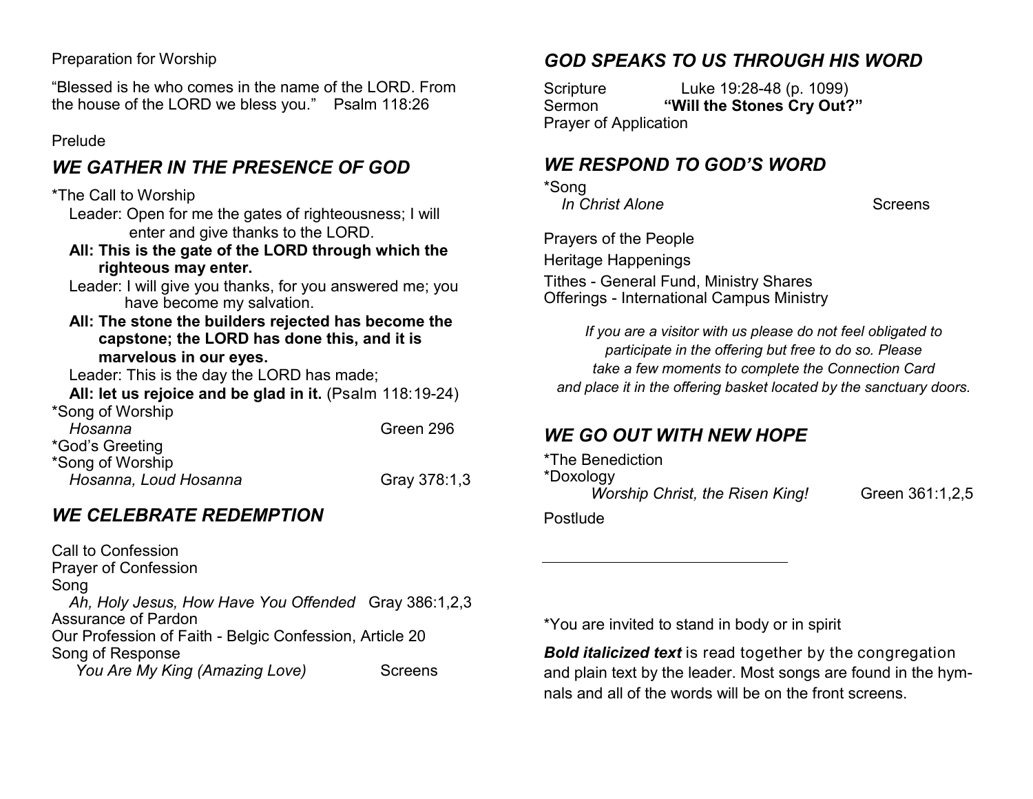Preparation for Worship

"Blessed is he who comes in the name of the LORD. From the house of the LORD we bless you." Psalm 118:26

Prelude

## *WE GATHER IN THE PRESENCE OF GOD*

*The Call to Worship

Leader: Open for me the gates of righteousness; I will enter and give thanks to the LORD.

**All: This is the gate of the LORD through which the righteous may enter.**

Leader: I will give you thanks, for you answered me; you have become my salvation.

**All: The stone the builders rejected has become the capstone; the LORD has done this, and it is marvelous in our eyes.**

Leader: This is the day the LORD has made;

**All: let us rejoice and be glad in it.** (Psalm 118:19-24)

*Song of Worship

*Hosanna* — Green 296

*God's Greeting

*Song of Worship

*Hosanna, Loud Hosanna* — Gray 378:1,3

## *WE CELEBRATE REDEMPTION*

Call to Confession

Prayer of Confession

Song

*Ah, Holy Jesus, How Have You Offended* — Gray 386:1,2,3

Assurance of Pardon

Our Profession of Faith - Belgic Confession, Article 20

Song of Response

*You Are My King (Amazing Love)* — Screens

## *GOD SPEAKS TO US THROUGH HIS WORD*

Scripture — Luke 19:28-48 (p. 1099)

Sermon — **"Will the Stones Cry Out?"**

Prayer of Application

## *WE RESPOND TO GOD'S WORD*

*Song

*In Christ Alone* — Screens

Prayers of the People

Heritage Happenings

Tithes - General Fund, Ministry Shares

Offerings - International Campus Ministry

*If you are a visitor with us please do not feel obligated to participate in the offering but free to do so. Please take a few moments to complete the Connection Card and place it in the offering basket located by the sanctuary doors.*

## *WE GO OUT WITH NEW HOPE*

*The Benediction

*Doxology

*Worship Christ, the Risen King!* — Green 361:1,2,5

Postlude

---

*You are invited to stand in body or in spirit

***Bold italicized text*** is read together by the congregation and plain text by the leader. Most songs are found in the hymnals and all of the words will be on the front screens.